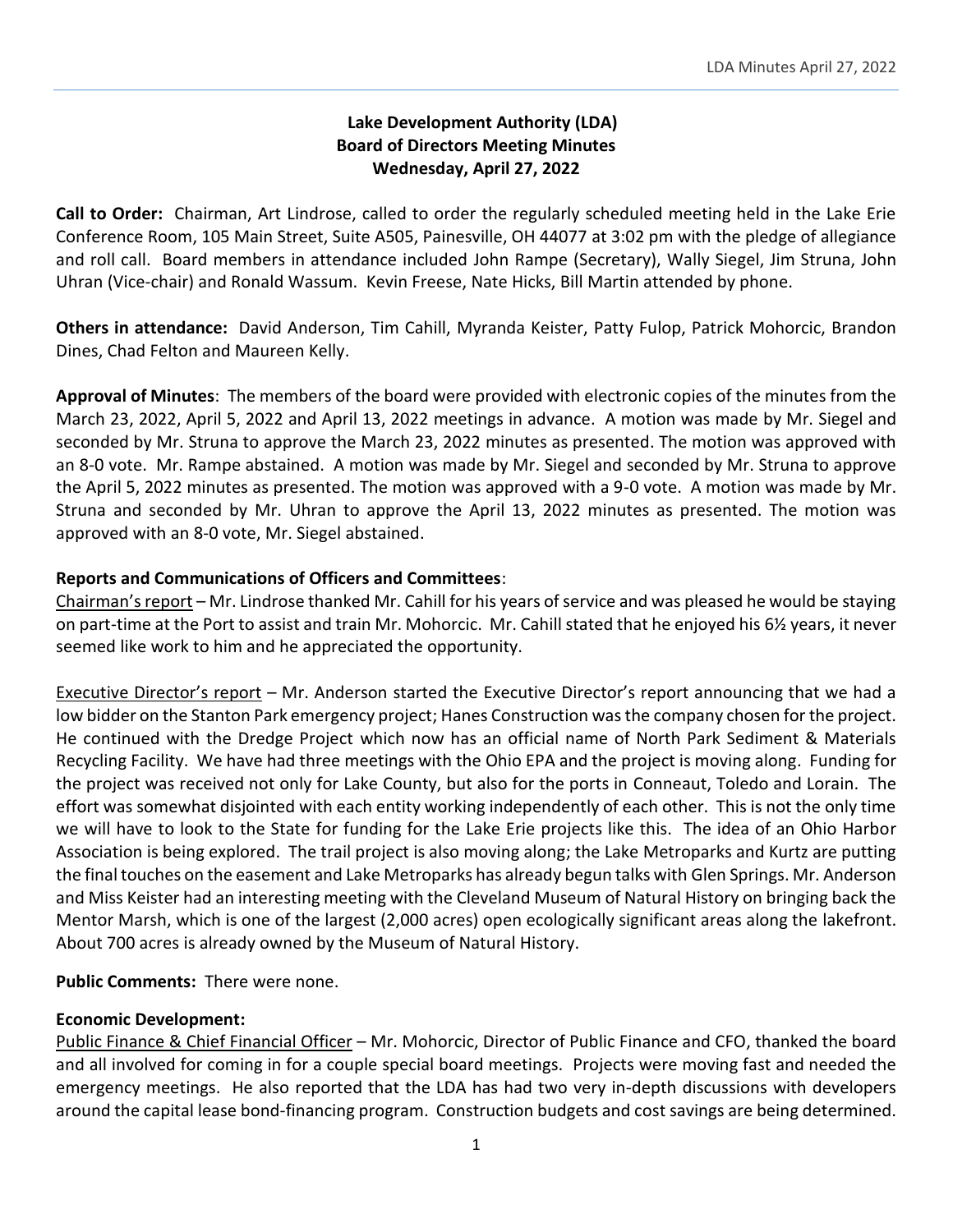**Lake Development Authority (LDA)**
**Board of Directors Meeting Minutes**
**Wednesday, April 27, 2022**

**Call to Order:** Chairman, Art Lindrose, called to order the regularly scheduled meeting held in the Lake Erie Conference Room, 105 Main Street, Suite A505, Painesville, OH 44077 at 3:02 pm with the pledge of allegiance and roll call. Board members in attendance included John Rampe (Secretary), Wally Siegel, Jim Struna, John Uhran (Vice-chair) and Ronald Wassum. Kevin Freese, Nate Hicks, Bill Martin attended by phone.

**Others in attendance:** David Anderson, Tim Cahill, Myranda Keister, Patty Fulop, Patrick Mohorcic, Brandon Dines, Chad Felton and Maureen Kelly.

**Approval of Minutes**: The members of the board were provided with electronic copies of the minutes from the March 23, 2022, April 5, 2022 and April 13, 2022 meetings in advance. A motion was made by Mr. Siegel and seconded by Mr. Struna to approve the March 23, 2022 minutes as presented. The motion was approved with an 8-0 vote. Mr. Rampe abstained. A motion was made by Mr. Siegel and seconded by Mr. Struna to approve the April 5, 2022 minutes as presented. The motion was approved with a 9-0 vote. A motion was made by Mr. Struna and seconded by Mr. Uhran to approve the April 13, 2022 minutes as presented. The motion was approved with an 8-0 vote, Mr. Siegel abstained.

**Reports and Communications of Officers and Committees**:

Chairman's report – Mr. Lindrose thanked Mr. Cahill for his years of service and was pleased he would be staying on part-time at the Port to assist and train Mr. Mohorcic. Mr. Cahill stated that he enjoyed his 6½ years, it never seemed like work to him and he appreciated the opportunity.

Executive Director's report – Mr. Anderson started the Executive Director's report announcing that we had a low bidder on the Stanton Park emergency project; Hanes Construction was the company chosen for the project. He continued with the Dredge Project which now has an official name of North Park Sediment & Materials Recycling Facility. We have had three meetings with the Ohio EPA and the project is moving along. Funding for the project was received not only for Lake County, but also for the ports in Conneaut, Toledo and Lorain. The effort was somewhat disjointed with each entity working independently of each other. This is not the only time we will have to look to the State for funding for the Lake Erie projects like this. The idea of an Ohio Harbor Association is being explored. The trail project is also moving along; the Lake Metroparks and Kurtz are putting the final touches on the easement and Lake Metroparks has already begun talks with Glen Springs. Mr. Anderson and Miss Keister had an interesting meeting with the Cleveland Museum of Natural History on bringing back the Mentor Marsh, which is one of the largest (2,000 acres) open ecologically significant areas along the lakefront. About 700 acres is already owned by the Museum of Natural History.

**Public Comments:** There were none.

**Economic Development:**

Public Finance & Chief Financial Officer – Mr. Mohorcic, Director of Public Finance and CFO, thanked the board and all involved for coming in for a couple special board meetings. Projects were moving fast and needed the emergency meetings. He also reported that the LDA has had two very in-depth discussions with developers around the capital lease bond-financing program. Construction budgets and cost savings are being determined.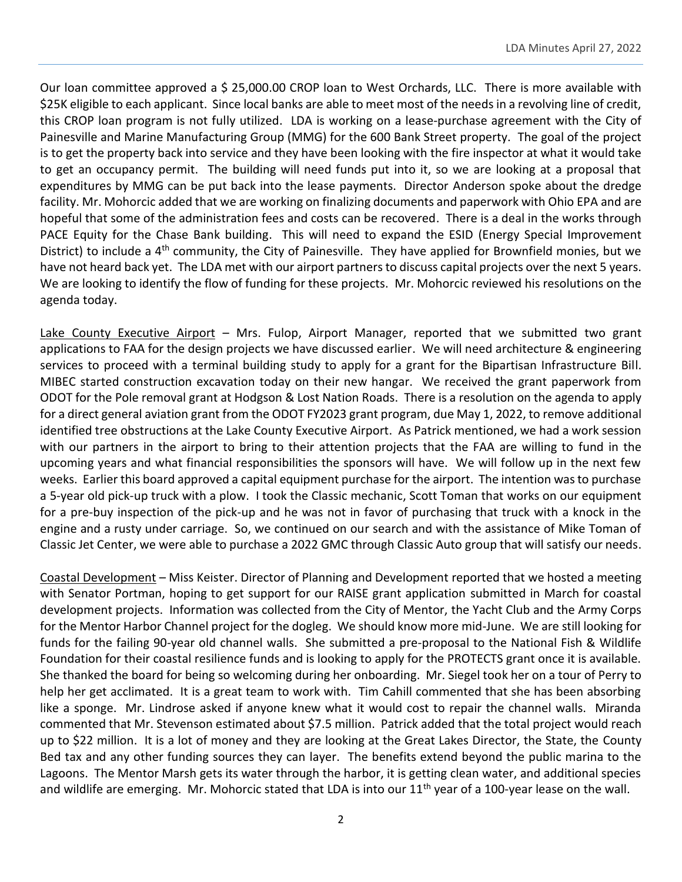Our loan committee approved a $ 25,000.00 CROP loan to West Orchards, LLC. There is more available with $25K eligible to each applicant. Since local banks are able to meet most of the needs in a revolving line of credit, this CROP loan program is not fully utilized. LDA is working on a lease-purchase agreement with the City of Painesville and Marine Manufacturing Group (MMG) for the 600 Bank Street property. The goal of the project is to get the property back into service and they have been looking with the fire inspector at what it would take to get an occupancy permit. The building will need funds put into it, so we are looking at a proposal that expenditures by MMG can be put back into the lease payments. Director Anderson spoke about the dredge facility. Mr. Mohorcic added that we are working on finalizing documents and paperwork with Ohio EPA and are hopeful that some of the administration fees and costs can be recovered. There is a deal in the works through PACE Equity for the Chase Bank building. This will need to expand the ESID (Energy Special Improvement District) to include a 4th community, the City of Painesville. They have applied for Brownfield monies, but we have not heard back yet. The LDA met with our airport partners to discuss capital projects over the next 5 years. We are looking to identify the flow of funding for these projects. Mr. Mohorcic reviewed his resolutions on the agenda today.

Lake County Executive Airport – Mrs. Fulop, Airport Manager, reported that we submitted two grant applications to FAA for the design projects we have discussed earlier. We will need architecture & engineering services to proceed with a terminal building study to apply for a grant for the Bipartisan Infrastructure Bill. MIBEC started construction excavation today on their new hangar. We received the grant paperwork from ODOT for the Pole removal grant at Hodgson & Lost Nation Roads. There is a resolution on the agenda to apply for a direct general aviation grant from the ODOT FY2023 grant program, due May 1, 2022, to remove additional identified tree obstructions at the Lake County Executive Airport. As Patrick mentioned, we had a work session with our partners in the airport to bring to their attention projects that the FAA are willing to fund in the upcoming years and what financial responsibilities the sponsors will have. We will follow up in the next few weeks. Earlier this board approved a capital equipment purchase for the airport. The intention was to purchase a 5-year old pick-up truck with a plow. I took the Classic mechanic, Scott Toman that works on our equipment for a pre-buy inspection of the pick-up and he was not in favor of purchasing that truck with a knock in the engine and a rusty under carriage. So, we continued on our search and with the assistance of Mike Toman of Classic Jet Center, we were able to purchase a 2022 GMC through Classic Auto group that will satisfy our needs.

Coastal Development – Miss Keister. Director of Planning and Development reported that we hosted a meeting with Senator Portman, hoping to get support for our RAISE grant application submitted in March for coastal development projects. Information was collected from the City of Mentor, the Yacht Club and the Army Corps for the Mentor Harbor Channel project for the dogleg. We should know more mid-June. We are still looking for funds for the failing 90-year old channel walls. She submitted a pre-proposal to the National Fish & Wildlife Foundation for their coastal resilience funds and is looking to apply for the PROTECTS grant once it is available. She thanked the board for being so welcoming during her onboarding. Mr. Siegel took her on a tour of Perry to help her get acclimated. It is a great team to work with. Tim Cahill commented that she has been absorbing like a sponge. Mr. Lindrose asked if anyone knew what it would cost to repair the channel walls. Miranda commented that Mr. Stevenson estimated about $7.5 million. Patrick added that the total project would reach up to $22 million. It is a lot of money and they are looking at the Great Lakes Director, the State, the County Bed tax and any other funding sources they can layer. The benefits extend beyond the public marina to the Lagoons. The Mentor Marsh gets its water through the harbor, it is getting clean water, and additional species and wildlife are emerging. Mr. Mohorcic stated that LDA is into our 11th year of a 100-year lease on the wall.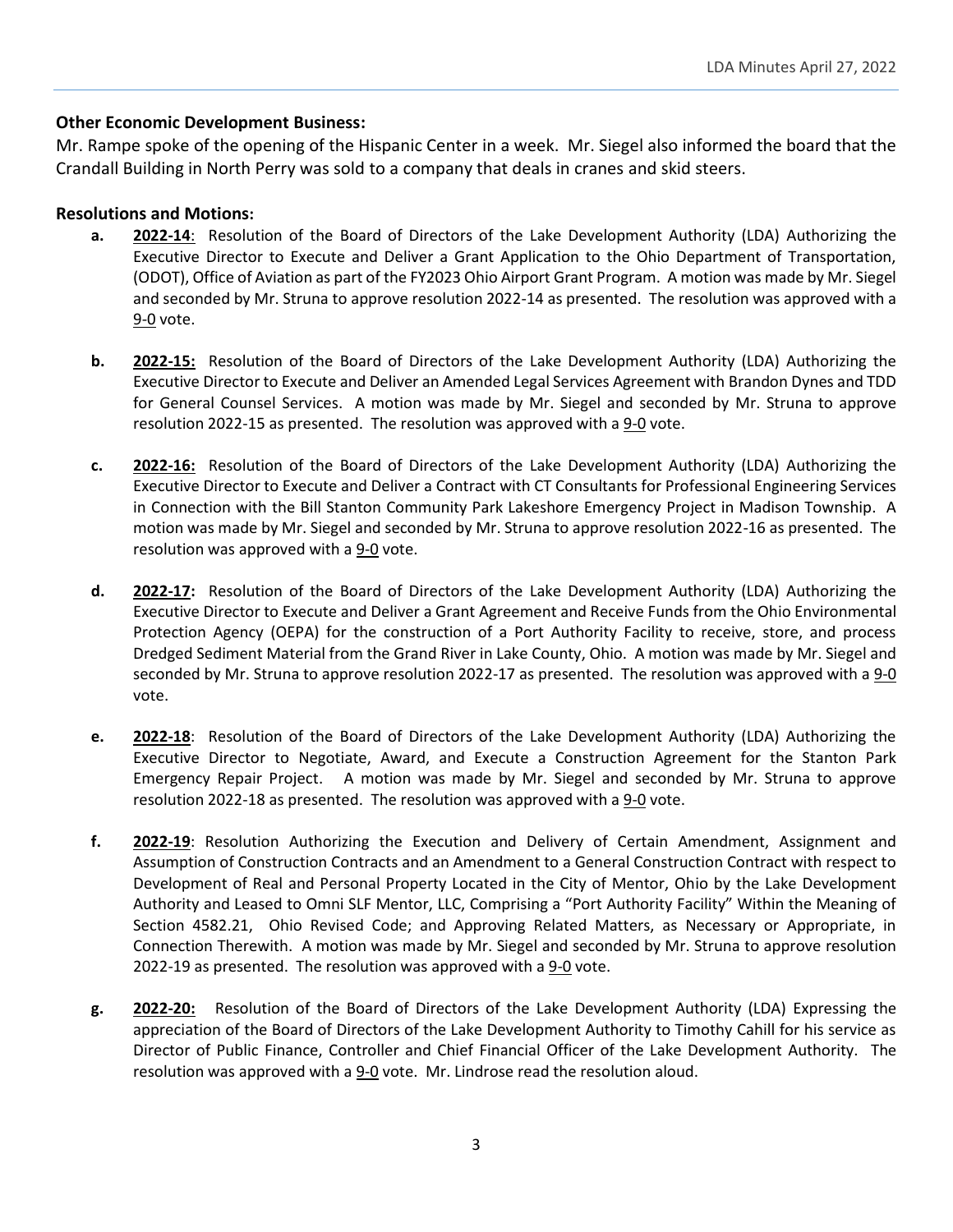**Other Economic Development Business:**

Mr. Rampe spoke of the opening of the Hispanic Center in a week. Mr. Siegel also informed the board that the Crandall Building in North Perry was sold to a company that deals in cranes and skid steers.

**Resolutions and Motions:**

- **a.** **2022-14**: Resolution of the Board of Directors of the Lake Development Authority (LDA) Authorizing the Executive Director to Execute and Deliver a Grant Application to the Ohio Department of Transportation, (ODOT), Office of Aviation as part of the FY2023 Ohio Airport Grant Program. A motion was made by Mr. Siegel and seconded by Mr. Struna to approve resolution 2022-14 as presented. The resolution was approved with a 9-0 vote.

- **b.** **2022-15:** Resolution of the Board of Directors of the Lake Development Authority (LDA) Authorizing the Executive Director to Execute and Deliver an Amended Legal Services Agreement with Brandon Dynes and TDD for General Counsel Services. A motion was made by Mr. Siegel and seconded by Mr. Struna to approve resolution 2022-15 as presented. The resolution was approved with a 9-0 vote.

- **c.** **2022-16:** Resolution of the Board of Directors of the Lake Development Authority (LDA) Authorizing the Executive Director to Execute and Deliver a Contract with CT Consultants for Professional Engineering Services in Connection with the Bill Stanton Community Park Lakeshore Emergency Project in Madison Township. A motion was made by Mr. Siegel and seconded by Mr. Struna to approve resolution 2022-16 as presented. The resolution was approved with a 9-0 vote.

- **d.** **2022-17:** Resolution of the Board of Directors of the Lake Development Authority (LDA) Authorizing the Executive Director to Execute and Deliver a Grant Agreement and Receive Funds from the Ohio Environmental Protection Agency (OEPA) for the construction of a Port Authority Facility to receive, store, and process Dredged Sediment Material from the Grand River in Lake County, Ohio. A motion was made by Mr. Siegel and seconded by Mr. Struna to approve resolution 2022-17 as presented. The resolution was approved with a 9-0 vote.

- **e.** **2022-18**: Resolution of the Board of Directors of the Lake Development Authority (LDA) Authorizing the Executive Director to Negotiate, Award, and Execute a Construction Agreement for the Stanton Park Emergency Repair Project. A motion was made by Mr. Siegel and seconded by Mr. Struna to approve resolution 2022-18 as presented. The resolution was approved with a 9-0 vote.

- **f.** **2022-19**: Resolution Authorizing the Execution and Delivery of Certain Amendment, Assignment and Assumption of Construction Contracts and an Amendment to a General Construction Contract with respect to Development of Real and Personal Property Located in the City of Mentor, Ohio by the Lake Development Authority and Leased to Omni SLF Mentor, LLC, Comprising a "Port Authority Facility" Within the Meaning of Section 4582.21, Ohio Revised Code; and Approving Related Matters, as Necessary or Appropriate, in Connection Therewith. A motion was made by Mr. Siegel and seconded by Mr. Struna to approve resolution 2022-19 as presented. The resolution was approved with a 9-0 vote.

- **g.** **2022-20:** Resolution of the Board of Directors of the Lake Development Authority (LDA) Expressing the appreciation of the Board of Directors of the Lake Development Authority to Timothy Cahill for his service as Director of Public Finance, Controller and Chief Financial Officer of the Lake Development Authority. The resolution was approved with a 9-0 vote. Mr. Lindrose read the resolution aloud.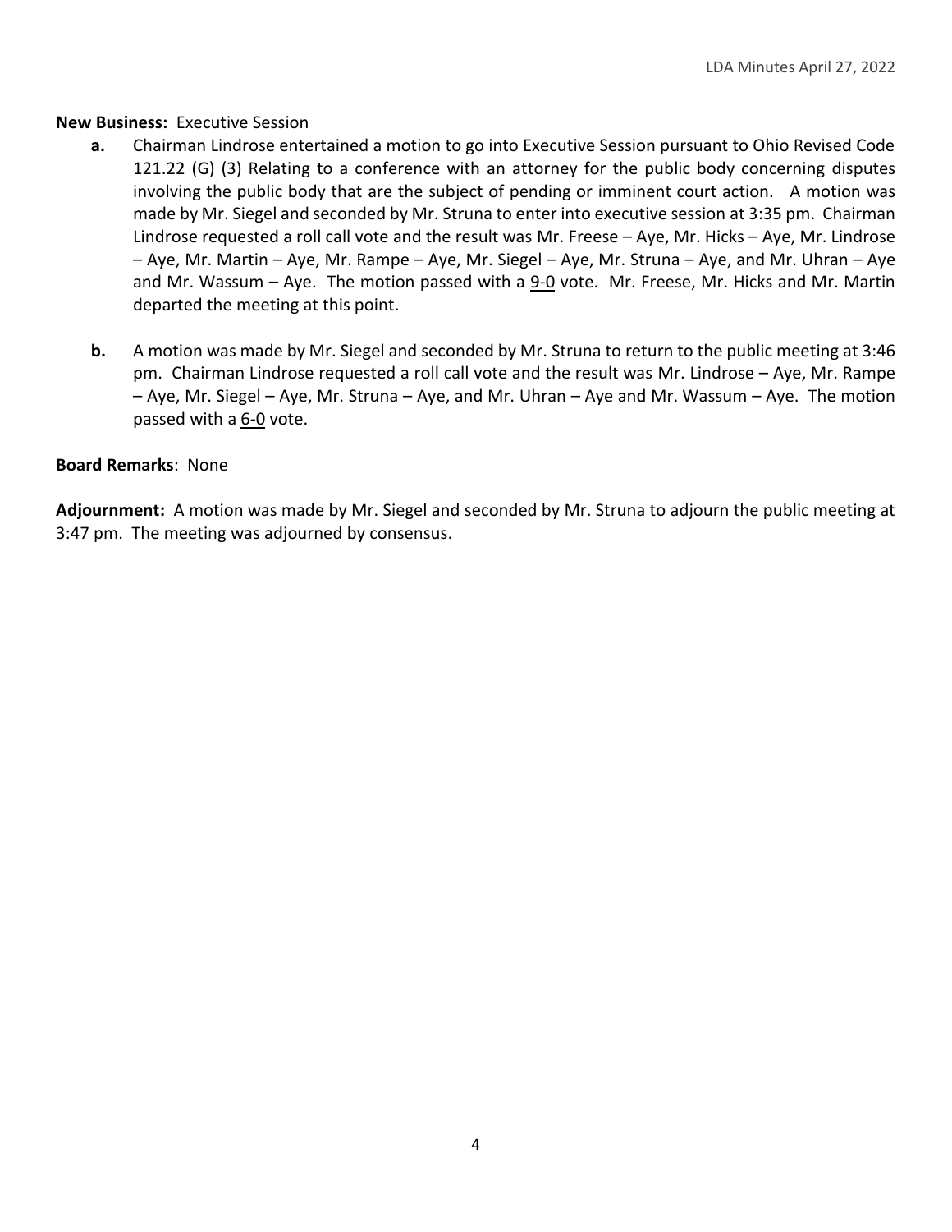**New Business:** Executive Session

**a.** Chairman Lindrose entertained a motion to go into Executive Session pursuant to Ohio Revised Code 121.22 (G) (3) Relating to a conference with an attorney for the public body concerning disputes involving the public body that are the subject of pending or imminent court action. A motion was made by Mr. Siegel and seconded by Mr. Struna to enter into executive session at 3:35 pm. Chairman Lindrose requested a roll call vote and the result was Mr. Freese – Aye, Mr. Hicks – Aye, Mr. Lindrose – Aye, Mr. Martin – Aye, Mr. Rampe – Aye, Mr. Siegel – Aye, Mr. Struna – Aye, and Mr. Uhran – Aye and Mr. Wassum – Aye. The motion passed with a <u>9-0</u> vote. Mr. Freese, Mr. Hicks and Mr. Martin departed the meeting at this point.

**b.** A motion was made by Mr. Siegel and seconded by Mr. Struna to return to the public meeting at 3:46 pm. Chairman Lindrose requested a roll call vote and the result was Mr. Lindrose – Aye, Mr. Rampe – Aye, Mr. Siegel – Aye, Mr. Struna – Aye, and Mr. Uhran – Aye and Mr. Wassum – Aye. The motion passed with a <u>6-0</u> vote.

**Board Remarks**: None

**Adjournment:** A motion was made by Mr. Siegel and seconded by Mr. Struna to adjourn the public meeting at 3:47 pm. The meeting was adjourned by consensus.